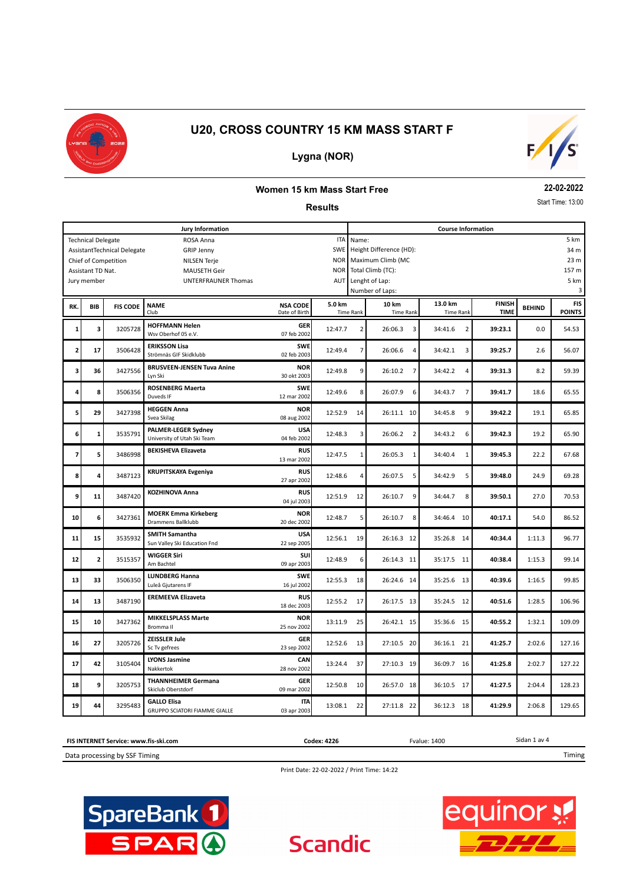# U20, CROSS COUNTRY 15 KM MASS START F

## Lygna (NOR)

### Women 15 km Mass Start Free

**Results**

22-02-2022

Start Time: 13:00

| Jury Information | | |
|---|---|---|
| Technical Delegate | ROSA Anna | ITA |
| AssistantTechnical Delegate | GRIP Jenny | SWE |
| Chief of Competition | NILSEN Terje | NOR |
| Assistant TD Nat. | MAUSETH Geir | NOR |
| Jury member | UNTERFRAUNER Thomas | AUT |

| Course Information | |
|---|---|
| Name: | 5 km |
| Height Difference (HD): | 34 m |
| Maximum Climb (MC | 23 m |
| Total Climb (TC): | 157 m |
| Lenght of Lap: | 5 km |
| Number of Laps: | 3 |

| RK. | BIB | FIS CODE | NAME / Club | NSA CODE / Date of Birth | 5.0 km Time | Rank | 10 km Time | Rank | 13.0 km Time | Rank | FINISH TIME | BEHIND | FIS POINTS |
|---|---|---|---|---|---|---|---|---|---|---|---|---|---|
| 1 | 3 | 3205728 | **HOFFMANN Helen** Wsv Oberhof 05 e.V. | **GER** 07 feb 2002 | 12:47.7 | 2 | 26:06.3 | 3 | 34:41.6 | 2 | **39:23.1** | 0.0 | 54.53 |
| 2 | 17 | 3506428 | **ERIKSSON Lisa** Strömnäs GIF Skidklubb | **SWE** 02 feb 2003 | 12:49.4 | 7 | 26:06.6 | 4 | 34:42.1 | 3 | **39:25.7** | 2.6 | 56.07 |
| 3 | 36 | 3427556 | **BRUSVEEN-JENSEN Tuva Anine** Lyn Ski | **NOR** 30 okt 2003 | 12:49.8 | 9 | 26:10.2 | 7 | 34:42.2 | 4 | **39:31.3** | 8.2 | 59.39 |
| 4 | 8 | 3506356 | **ROSENBERG Maerta** Duveds IF | **SWE** 12 mar 2002 | 12:49.6 | 8 | 26:07.9 | 6 | 34:43.7 | 7 | **39:41.7** | 18.6 | 65.55 |
| 5 | 29 | 3427398 | **HEGGEN Anna** Svea Skilag | **NOR** 08 aug 2002 | 12:52.9 | 14 | 26:11.1 | 10 | 34:45.8 | 9 | **39:42.2** | 19.1 | 65.85 |
| 6 | 1 | 3535791 | **PALMER-LEGER Sydney** University of Utah Ski Team | **USA** 04 feb 2002 | 12:48.3 | 3 | 26:06.2 | 2 | 34:43.2 | 6 | **39:42.3** | 19.2 | 65.90 |
| 7 | 5 | 3486998 | **BEKISHEVA Elizaveta** | **RUS** 13 mar 2002 | 12:47.5 | 1 | 26:05.3 | 1 | 34:40.4 | 1 | **39:45.3** | 22.2 | 67.68 |
| 8 | 4 | 3487123 | **KRUPITSKAYA Evgeniya** | **RUS** 27 apr 2002 | 12:48.6 | 4 | 26:07.5 | 5 | 34:42.9 | 5 | **39:48.0** | 24.9 | 69.28 |
| 9 | 11 | 3487420 | **KOZHINOVA Anna** | **RUS** 04 jul 2003 | 12:51.9 | 12 | 26:10.7 | 9 | 34:44.7 | 8 | **39:50.1** | 27.0 | 70.53 |
| 10 | 6 | 3427361 | **MOERK Emma Kirkeberg** Drammens Ballklubb | **NOR** 20 dec 2002 | 12:48.7 | 5 | 26:10.7 | 8 | 34:46.4 | 10 | **40:17.1** | 54.0 | 86.52 |
| 11 | 15 | 3535932 | **SMITH Samantha** Sun Valley Ski Education Fnd | **USA** 22 sep 2005 | 12:56.1 | 19 | 26:16.3 | 12 | 35:26.8 | 14 | **40:34.4** | 1:11.3 | 96.77 |
| 12 | 2 | 3515357 | **WIGGER Siri** Am Bachtel | **SUI** 09 apr 2003 | 12:48.9 | 6 | 26:14.3 | 11 | 35:17.5 | 11 | **40:38.4** | 1:15.3 | 99.14 |
| 13 | 33 | 3506350 | **LUNDBERG Hanna** Luleå Gjutarens IF | **SWE** 16 jul 2002 | 12:55.3 | 18 | 26:24.6 | 14 | 35:25.6 | 13 | **40:39.6** | 1:16.5 | 99.85 |
| 14 | 13 | 3487190 | **EREMEEVA Elizaveta** | **RUS** 18 dec 2003 | 12:55.2 | 17 | 26:17.5 | 13 | 35:24.5 | 12 | **40:51.6** | 1:28.5 | 106.96 |
| 15 | 10 | 3427362 | **MIKKELSPLASS Marte** Bromma Il | **NOR** 25 nov 2002 | 13:11.9 | 25 | 26:42.1 | 15 | 35:36.6 | 15 | **40:55.2** | 1:32.1 | 109.09 |
| 16 | 27 | 3205726 | **ZEISSLER Jule** Sc Tv gefrees | **GER** 23 sep 2002 | 12:52.6 | 13 | 27:10.5 | 20 | 36:16.1 | 21 | **41:25.7** | 2:02.6 | 127.16 |
| 17 | 42 | 3105404 | **LYONS Jasmine** Nakkertok | **CAN** 28 nov 2002 | 13:24.4 | 37 | 27:10.3 | 19 | 36:09.7 | 16 | **41:25.8** | 2:02.7 | 127.22 |
| 18 | 9 | 3205753 | **THANNHEIMER Germana** Skiclub Oberstdorf | **GER** 09 mar 2002 | 12:50.8 | 10 | 26:57.0 | 18 | 36:10.5 | 17 | **41:27.5** | 2:04.4 | 128.23 |
| 19 | 44 | 3295483 | **GALLO Elisa** GRUPPO SCIATORI FIAMME GIALLE | **ITA** 03 apr 2003 | 13:08.1 | 22 | 27:11.8 | 22 | 36:12.3 | 18 | **41:29.9** | 2:06.8 | 129.65 |

**FIS INTERNET Service: www.fis-ski.com** **Codex: 4226** Fvalue: 1400

Data processing by SSF Timing

Print Date: 22-02-2022 / Print Time: 14:22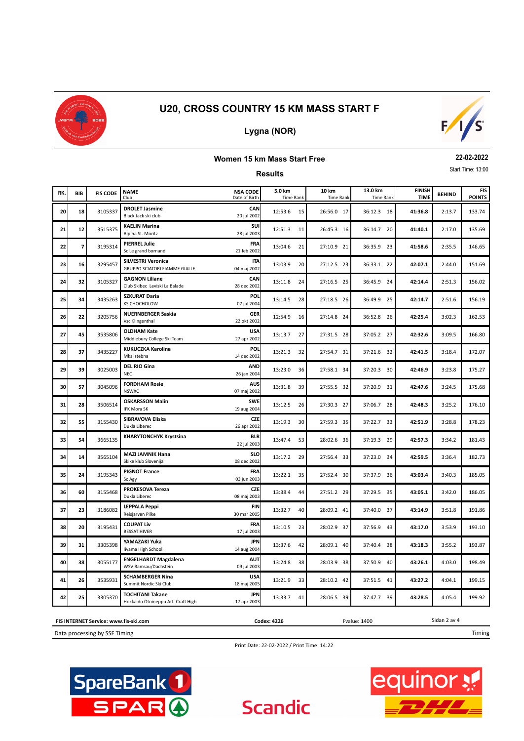# U20, CROSS COUNTRY 15 KM MASS START F

## Lygna (NOR)

### Women 15 km Mass Start Free

22-02-2022

Start Time: 13:00

**Results**

| RK. | BIB | FIS CODE | NAME / Club | NSA CODE / Date of Birth | 5.0 km Time | Rank | 10 km Time | Rank | 13.0 km Time | Rank | FINISH TIME | BEHIND | FIS POINTS |
|---|---|---|---|---|---|---|---|---|---|---|---|---|---|
| 20 | 18 | 3105337 | **DROLET Jasmine** Black Jack ski club | CAN 20 jul 2002 | 12:53.6 | 15 | 26:56.0 | 17 | 36:12.3 | 18 | **41:36.8** | 2:13.7 | 133.74 |
| 21 | 12 | 3515375 | **KAELIN Marina** Alpina St. Moritz | SUI 28 jul 2003 | 12:51.3 | 11 | 26:45.3 | 16 | 36:14.7 | 20 | **41:40.1** | 2:17.0 | 135.69 |
| 22 | 7 | 3195314 | **PIERREL Julie** Sc Le grand bornand | FRA 21 feb 2002 | 13:04.6 | 21 | 27:10.9 | 21 | 36:35.9 | 23 | **41:58.6** | 2:35.5 | 146.65 |
| 23 | 16 | 3295457 | **SILVESTRI Veronica** GRUPPO SCIATORI FIAMME GIALLE | ITA 04 maj 2002 | 13:03.9 | 20 | 27:12.5 | 23 | 36:33.1 | 22 | **42:07.1** | 2:44.0 | 151.69 |
| 24 | 32 | 3105327 | **GAGNON Liliane** Club Skibec Leviski La Balade | CAN 28 dec 2002 | 13:11.8 | 24 | 27:16.5 | 25 | 36:45.9 | 24 | **42:14.4** | 2:51.3 | 156.02 |
| 25 | 34 | 3435263 | **SZKURAT Daria** KS CHOCHOLOW | POL 07 jul 2004 | 13:14.5 | 28 | 27:18.5 | 26 | 36:49.9 | 25 | **42:14.7** | 2:51.6 | 156.19 |
| 26 | 22 | 3205756 | **NUERNBERGER Saskia** Vsc Klingenthal | GER 22 okt 2002 | 12:54.9 | 16 | 27:14.8 | 24 | 36:52.8 | 26 | **42:25.4** | 3:02.3 | 162.53 |
| 27 | 45 | 3535806 | **OLDHAM Kate** Middlebury College Ski Team | USA 27 apr 2002 | 13:13.7 | 27 | 27:31.5 | 28 | 37:05.2 | 27 | **42:32.6** | 3:09.5 | 166.80 |
| 28 | 37 | 3435227 | **KUKUCZKA Karolina** Mks Istebna | POL 14 dec 2002 | 13:21.3 | 32 | 27:54.7 | 31 | 37:21.6 | 32 | **42:41.5** | 3:18.4 | 172.07 |
| 29 | 39 | 3025003 | **DEL RIO Gina** NEC | AND 26 jan 2004 | 13:23.0 | 36 | 27:58.1 | 34 | 37:20.3 | 30 | **42:46.9** | 3:23.8 | 175.27 |
| 30 | 57 | 3045096 | **FORDHAM Rosie** NSWXC | AUS 07 maj 2002 | 13:31.8 | 39 | 27:55.5 | 32 | 37:20.9 | 31 | **42:47.6** | 3:24.5 | 175.68 |
| 31 | 28 | 3506514 | **OSKARSSON Malin** IFK Mora SK | SWE 19 aug 2004 | 13:12.5 | 26 | 27:30.3 | 27 | 37:06.7 | 28 | **42:48.3** | 3:25.2 | 176.10 |
| 32 | 55 | 3155430 | **SIBRAVOVA Eliska** Dukla Liberec | CZE 26 apr 2002 | 13:19.3 | 30 | 27:59.3 | 35 | 37:22.7 | 33 | **42:51.9** | 3:28.8 | 178.23 |
| 33 | 54 | 3665135 | **KHARYTONCHYK Krystsina** | BLR 22 jul 2003 | 13:47.4 | 53 | 28:02.6 | 36 | 37:19.3 | 29 | **42:57.3** | 3:34.2 | 181.43 |
| 34 | 14 | 3565104 | **MAZI JAMNIK Hana** Skike klub Slovenija | SLO 08 dec 2002 | 13:17.2 | 29 | 27:56.4 | 33 | 37:23.0 | 34 | **42:59.5** | 3:36.4 | 182.73 |
| 35 | 24 | 3195343 | **PIGNOT France** Sc Agy | FRA 03 jun 2003 | 13:22.1 | 35 | 27:52.4 | 30 | 37:37.9 | 36 | **43:03.4** | 3:40.3 | 185.05 |
| 36 | 60 | 3155468 | **PROKESOVA Tereza** Dukla Liberec | CZE 08 maj 2003 | 13:38.4 | 44 | 27:51.2 | 29 | 37:29.5 | 35 | **43:05.1** | 3:42.0 | 186.05 |
| 37 | 23 | 3186082 | **LEPPALA Peppi** Reisjarven Pilke | FIN 30 mar 2005 | 13:32.7 | 40 | 28:09.2 | 41 | 37:40.0 | 37 | **43:14.9** | 3:51.8 | 191.86 |
| 38 | 20 | 3195431 | **COUPAT Liv** BESSAT HIVER | FRA 17 jul 2003 | 13:10.5 | 23 | 28:02.9 | 37 | 37:56.9 | 43 | **43:17.0** | 3:53.9 | 193.10 |
| 39 | 31 | 3305398 | **YAMAZAKI Yuka** Iiyama High School | JPN 14 aug 2004 | 13:37.6 | 42 | 28:09.1 | 40 | 37:40.4 | 38 | **43:18.3** | 3:55.2 | 193.87 |
| 40 | 38 | 3055177 | **ENGELHARDT Magdalena** WSV Ramsau/Dachstein | AUT 09 jul 2003 | 13:24.8 | 38 | 28:03.9 | 38 | 37:50.9 | 40 | **43:26.1** | 4:03.0 | 198.49 |
| 41 | 26 | 3535931 | **SCHAMBERGER Nina** Summit Nordic Ski Club | USA 18 maj 2005 | 13:21.9 | 33 | 28:10.2 | 42 | 37:51.5 | 41 | **43:27.2** | 4:04.1 | 199.15 |
| 42 | 25 | 3305370 | **TOCHITANI Takane** Hokkaido Otoineppu Art Craft High | JPN 17 apr 2003 | 13:33.7 | 41 | 28:06.5 | 39 | 37:47.7 | 39 | **43:28.5** | 4:05.4 | 199.92 |

FIS INTERNET Service: www.fis-ski.com | Codex: 4226 | Fvalue: 1400

Data processing by SSF Timing | Timing

Print Date: 22-02-2022 / Print Time: 14:22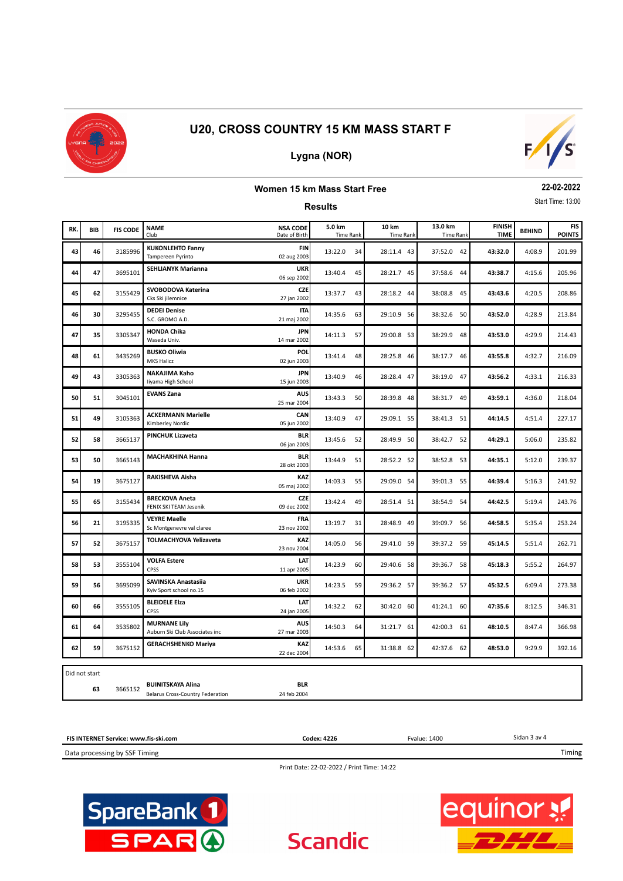# U20, CROSS COUNTRY 15 KM MASS START F

## Lygna (NOR)

### Women 15 km Mass Start Free

**22-02-2022**

Start Time: 13:00

### Results

| RK. | BIB | FIS CODE | NAME<br>Club | NSA CODE<br>Date of Birth | 5.0 km<br>Time Rank | 10 km<br>Time Rank | 13.0 km<br>Time Rank | FINISH TIME | BEHIND | FIS POINTS |
|---|---|---|---|---|---|---|---|---|---|---|
| 43 | 46 | 3185996 | **KUKONLEHTO Fanny**<br>Tampereen Pyrinto | **FIN**<br>02 aug 2003 | 13:22.0 34 | 28:11.4 43 | 37:52.0 42 | **43:32.0** | 4:08.9 | 201.99 |
| 44 | 47 | 3695101 | **SEHLIANYK Marianna** | **UKR**<br>06 sep 2002 | 13:40.4 45 | 28:21.7 45 | 37:58.6 44 | **43:38.7** | 4:15.6 | 205.96 |
| 45 | 62 | 3155429 | **SVOBODOVA Katerina**<br>Cks Ski jilemnice | **CZE**<br>27 jan 2002 | 13:37.7 43 | 28:18.2 44 | 38:08.8 45 | **43:43.6** | 4:20.5 | 208.86 |
| 46 | 30 | 3295455 | **DEDEI Denise**<br>S.C. GROMO A.D. | **ITA**<br>21 maj 2002 | 14:35.6 63 | 29:10.9 56 | 38:32.6 50 | **43:52.0** | 4:28.9 | 213.84 |
| 47 | 35 | 3305347 | **HONDA Chika**<br>Waseda Univ. | **JPN**<br>14 mar 2002 | 14:11.3 57 | 29:00.8 53 | 38:29.9 48 | **43:53.0** | 4:29.9 | 214.43 |
| 48 | 61 | 3435269 | **BUSKO Oliwia**<br>MKS Halicz | **POL**<br>02 jun 2003 | 13:41.4 48 | 28:25.8 46 | 38:17.7 46 | **43:55.8** | 4:32.7 | 216.09 |
| 49 | 43 | 3305363 | **NAKAJIMA Kaho**<br>Iiyama High School | **JPN**<br>15 jun 2003 | 13:40.9 46 | 28:28.4 47 | 38:19.0 47 | **43:56.2** | 4:33.1 | 216.33 |
| 50 | 51 | 3045101 | **EVANS Zana** | **AUS**<br>25 mar 2004 | 13:43.3 50 | 28:39.8 48 | 38:31.7 49 | **43:59.1** | 4:36.0 | 218.04 |
| 51 | 49 | 3105363 | **ACKERMANN Marielle**<br>Kimberley Nordic | **CAN**<br>05 jun 2002 | 13:40.9 47 | 29:09.1 55 | 38:41.3 51 | **44:14.5** | 4:51.4 | 227.17 |
| 52 | 58 | 3665137 | **PINCHUK Lizaveta** | **BLR**<br>06 jan 2003 | 13:45.6 52 | 28:49.9 50 | 38:42.7 52 | **44:29.1** | 5:06.0 | 235.82 |
| 53 | 50 | 3665143 | **MACHAKHINA Hanna** | **BLR**<br>28 okt 2003 | 13:44.9 51 | 28:52.2 52 | 38:52.8 53 | **44:35.1** | 5:12.0 | 239.37 |
| 54 | 19 | 3675127 | **RAKISHEVA Aisha** | **KAZ**<br>05 maj 2002 | 14:03.3 55 | 29:09.0 54 | 39:01.3 55 | **44:39.4** | 5:16.3 | 241.92 |
| 55 | 65 | 3155434 | **BRECKOVA Aneta**<br>FENIX SKI TEAM Jesenik | **CZE**<br>09 dec 2002 | 13:42.4 49 | 28:51.4 51 | 38:54.9 54 | **44:42.5** | 5:19.4 | 243.76 |
| 56 | 21 | 3195335 | **VEYRE Maelle**<br>Sc Montgenevre val claree | **FRA**<br>23 nov 2002 | 13:19.7 31 | 28:48.9 49 | 39:09.7 56 | **44:58.5** | 5:35.4 | 253.24 |
| 57 | 52 | 3675157 | **TOLMACHYOVA Yelizaveta** | **KAZ**<br>23 nov 2004 | 14:05.0 56 | 29:41.0 59 | 39:37.2 59 | **45:14.5** | 5:51.4 | 262.71 |
| 58 | 53 | 3555104 | **VOLFA Estere**<br>CPSS | **LAT**<br>11 apr 2005 | 14:23.9 60 | 29:40.6 58 | 39:36.7 58 | **45:18.3** | 5:55.2 | 264.97 |
| 59 | 56 | 3695099 | **SAVINSKA Anastasiia**<br>Kyiv Sport school no.15 | **UKR**<br>06 feb 2002 | 14:23.5 59 | 29:36.2 57 | 39:36.2 57 | **45:32.5** | 6:09.4 | 273.38 |
| 60 | 66 | 3555105 | **BLEIDELE Elza**<br>CPSS | **LAT**<br>24 jan 2005 | 14:32.2 62 | 30:42.0 60 | 41:24.1 60 | **47:35.6** | 8:12.5 | 346.31 |
| 61 | 64 | 3535802 | **MURNANE Lily**<br>Auburn Ski Club Associates inc | **AUS**<br>27 mar 2003 | 14:50.3 64 | 31:21.7 61 | 42:00.3 61 | **48:10.5** | 8:47.4 | 366.98 |
| 62 | 59 | 3675152 | **GERACHSHENKO Mariya** | **KAZ**<br>22 dec 2004 | 14:53.6 65 | 31:38.8 62 | 42:37.6 62 | **48:53.0** | 9:29.9 | 392.16 |

**Did not start**

| BIB | FIS CODE | NAME<br>Club | NSA CODE<br>Date of Birth |
|---|---|---|---|
| 63 | 3665152 | **BUINITSKAYA Alina**<br>Belarus Cross-Country Federation | **BLR**<br>24 feb 2004 |

**FIS INTERNET Service: www.fis-ski.com** | **Codex: 4226** | Fvalue: 1400

Data processing by SSF Timing

Print Date: 22-02-2022 / Print Time: 14:22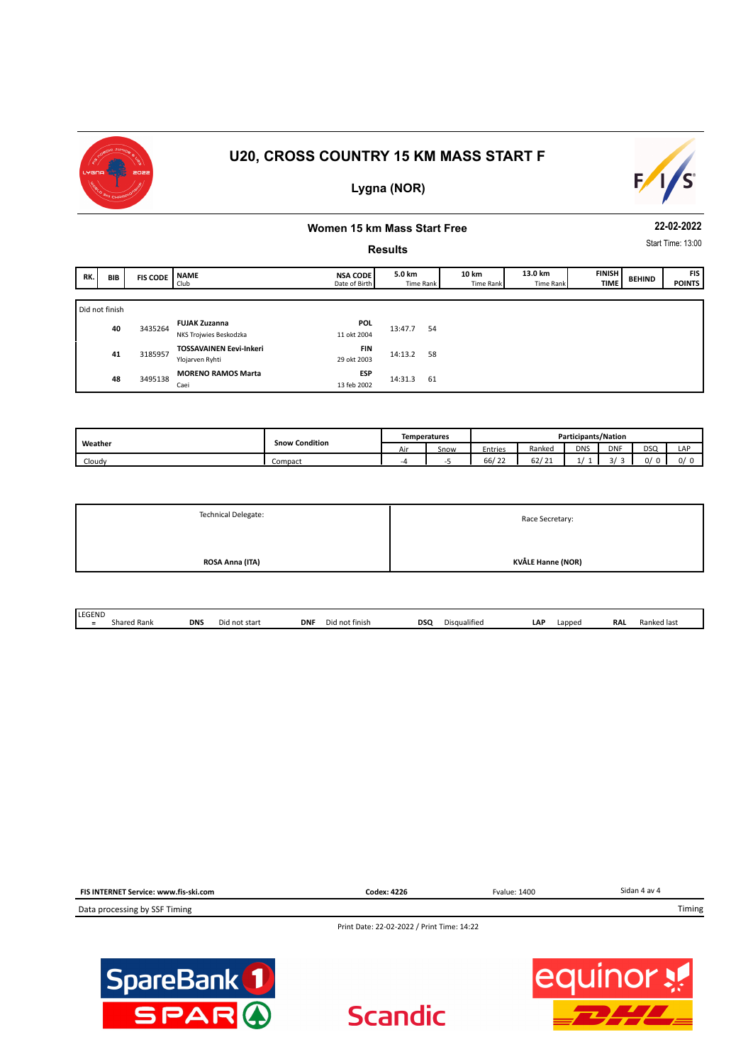# U20, CROSS COUNTRY 15 KM MASS START F

## Lygna (NOR)

### Women 15 km Mass Start Free

**22-02-2022**

Start Time: 13:00

### Results

| RK. | BIB | FIS CODE | NAME Club | NSA CODE Date of Birth | 5.0 km Time Rank | 10 km Time Rank | 13.0 km Time Rank | FINISH TIME | BEHIND | FIS POINTS |
|---|---|---|---|---|---|---|---|---|---|---|
| Did not finish | | | | | | | | | | |
| | 40 | 3435264 | **FUJAK Zuzanna** NKS Trojwies Beskodzka | **POL** 11 okt 2004 | 13:47.7 54 | | | | | |
| | 41 | 3185957 | **TOSSAVAINEN Eevi-Inkeri** Ylojarven Ryhti | **FIN** 29 okt 2003 | 14:13.2 58 | | | | | |
| | 48 | 3495138 | **MORENO RAMOS Marta** Caei | **ESP** 13 feb 2002 | 14:31.3 61 | | | | | |

| Weather | Snow Condition | Temperatures | | Participants/Nation | | | | | |
|---|---|---|---|---|---|---|---|---|---|
| | | Air | Snow | Entries | Ranked | DNS | DNF | DSQ | LAP |
| Cloudy | Compact | -4 | -5 | 66/ 22 | 62/ 21 | 1/ 1 | 3/ 3 | 0/ 0 | 0/ 0 |

| Technical Delegate: | Race Secretary: |
|---|---|
| **ROSA Anna (ITA)** | **KVÅLE Hanne (NOR)** |

LEGEND

| = | Shared Rank | DNS | Did not start | DNF | Did not finish | DSQ | Disqualified | LAP | Lapped | RAL | Ranked last |
|---|---|---|---|---|---|---|---|---|---|---|---|

**FIS INTERNET Service: www.fis-ski.com** **Codex: 4226** Fvalue: 1400

Data processing by SSF Timing

Print Date: 22-02-2022 / Print Time: 14:22